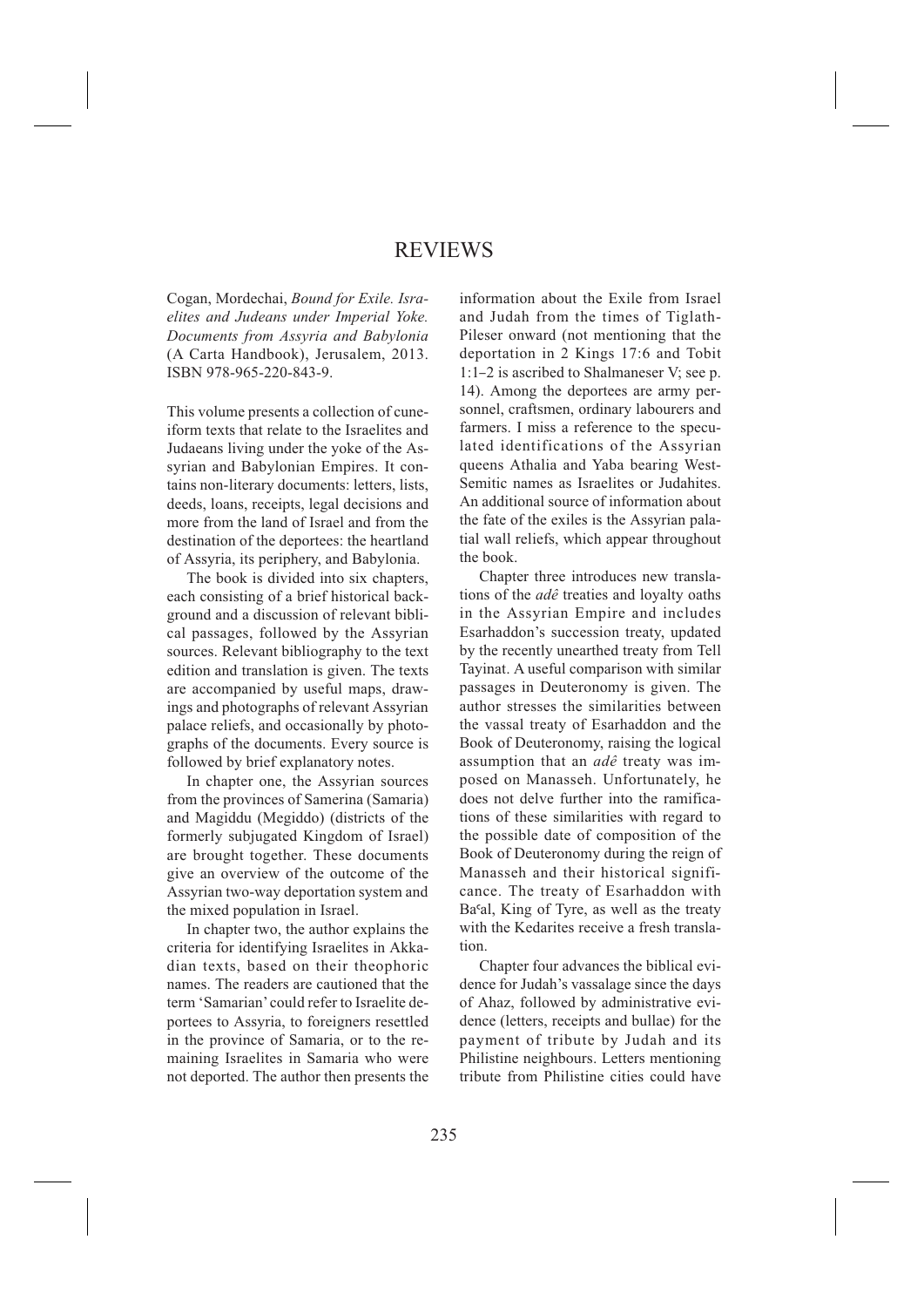# REVIEWS

Cogan, Mordechai, *Bound for Exile. Israelites and Judeans under Imperial Yoke. Documents from Assyria and Babylonia* (A Carta Handbook), Jerusalem, 2013. ISBN 978-965-220-843-9.

This volume presents a collection of cuneiform texts that relate to the Israelites and Judaeans living under the yoke of the Assyrian and Babylonian Empires. It contains non-literary documents: letters, lists, deeds, loans, receipts, legal decisions and more from the land of Israel and from the destination of the deportees: the heartland of Assyria, its periphery, and Babylonia.

The book is divided into six chapters, each consisting of a brief historical background and a discussion of relevant biblical passages, followed by the Assyrian sources. Relevant bibliography to the text edition and translation is given. The texts are accompanied by useful maps, drawings and photographs of relevant Assyrian palace reliefs, and occasionally by photographs of the documents. Every source is followed by brief explanatory notes.

In chapter one, the Assyrian sources from the provinces of Samerina (Samaria) and Magiddu (Megiddo) (districts of the formerly subjugated Kingdom of Israel) are brought together. These documents give an overview of the outcome of the Assyrian two-way deportation system and the mixed population in Israel.

In chapter two, the author explains the criteria for identifying Israelites in Akkadian texts, based on their theophoric names. The readers are cautioned that the term 'Samarian' could refer to Israelite deportees to Assyria, to foreigners resettled in the province of Samaria, or to the remaining Israelites in Samaria who were not deported. The author then presents the information about the Exile from Israel and Judah from the times of Tiglath-Pileser onward (not mentioning that the deportation in 2 Kings 17:6 and Tobit 1:1–2 is ascribed to Shalmaneser V; see p. 14). Among the deportees are army personnel, craftsmen, ordinary labourers and farmers. I miss a reference to the speculated identifications of the Assyrian queens Athalia and Yaba bearing West-Semitic names as Israelites or Judahites. An additional source of information about the fate of the exiles is the Assyrian palatial wall reliefs, which appear throughout the book.

Chapter three introduces new translations of the *adê* treaties and loyalty oaths in the Assyrian Empire and includes Esarhaddon's succession treaty, updated by the recently unearthed treaty from Tell Tayinat. A useful comparison with similar passages in Deuteronomy is given. The author stresses the similarities between the vassal treaty of Esarhaddon and the Book of Deuteronomy, raising the logical assumption that an *adê* treaty was imposed on Manasseh. Unfortunately, he does not delve further into the ramifications of these similarities with regard to the possible date of composition of the Book of Deuteronomy during the reign of Manasseh and their historical significance. The treaty of Esarhaddon with Baʿal, King of Tyre, as well as the treaty with the Kedarites receive a fresh translation.

Chapter four advances the biblical evidence for Judah's vassalage since the days of Ahaz, followed by administrative evidence (letters, receipts and bullae) for the payment of tribute by Judah and its Philistine neighbours. Letters mentioning tribute from Philistine cities could have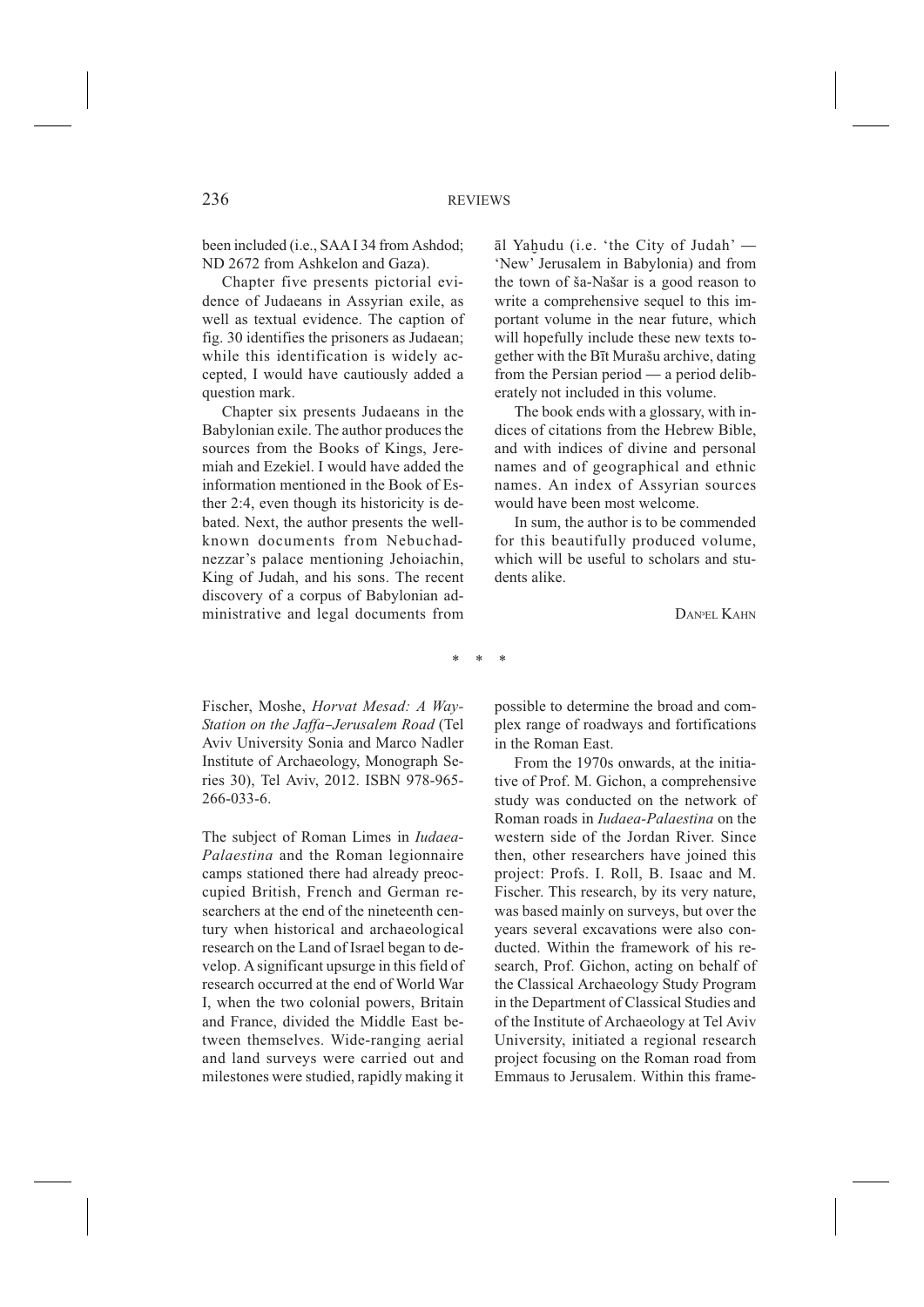been included (i.e., SAA I 34 from Ashdod; ND 2672 from Ashkelon and Gaza).

Chapter five presents pictorial evidence of Judaeans in Assyrian exile, as well as textual evidence. The caption of fig. 30 identifies the prisoners as Judaean; while this identification is widely accepted, I would have cautiously added a question mark.

Chapter six presents Judaeans in the Babylonian exile. The author produces the sources from the Books of Kings, Jeremiah and Ezekiel. I would have added the information mentioned in the Book of Esther 2:4, even though its historicity is debated. Next, the author presents the well-known documents from Nebuchadnezzar's palace mentioning Jehoiachin, King of Judah, and his sons. The recent discovery of a corpus of Babylonian administrative and legal documents from āl Yaḫudu (i.e. 'the City of Judah' — 'New' Jerusalem in Babylonia) and from the town of ša-Našar is a good reason to write a comprehensive sequel to this important volume in the near future, which will hopefully include these new texts together with the Bīt Murašu archive, dating from the Persian period — a period deliberately not included in this volume.

The book ends with a glossary, with indices of citations from the Hebrew Bible, and with indices of divine and personal names and of geographical and ethnic names. An index of Assyrian sources would have been most welcome.

In sum, the author is to be commended for this beautifully produced volume, which will be useful to scholars and students alike.

DANʾEL KAHN

\* \* \*

Fischer, Moshe, *Horvat Mesad: A Way-Station on the Jaffa–Jerusalem Road* (Tel Aviv University Sonia and Marco Nadler Institute of Archaeology, Monograph Series 30), Tel Aviv, 2012. ISBN 978-965-266-033-6.

The subject of Roman Limes in *Iudaea-Palaestina* and the Roman legionnaire camps stationed there had already preoccupied British, French and German researchers at the end of the nineteenth century when historical and archaeological research on the Land of Israel began to develop. A significant upsurge in this field of research occurred at the end of World War I, when the two colonial powers, Britain and France, divided the Middle East between themselves. Wide-ranging aerial and land surveys were carried out and milestones were studied, rapidly making it possible to determine the broad and complex range of roadways and fortifications in the Roman East.

From the 1970s onwards, at the initiative of Prof. M. Gichon, a comprehensive study was conducted on the network of Roman roads in *Iudaea-Palaestina* on the western side of the Jordan River. Since then, other researchers have joined this project: Profs. I. Roll, B. Isaac and M. Fischer. This research, by its very nature, was based mainly on surveys, but over the years several excavations were also conducted. Within the framework of his research, Prof. Gichon, acting on behalf of the Classical Archaeology Study Program in the Department of Classical Studies and of the Institute of Archaeology at Tel Aviv University, initiated a regional research project focusing on the Roman road from Emmaus to Jerusalem. Within this frame-